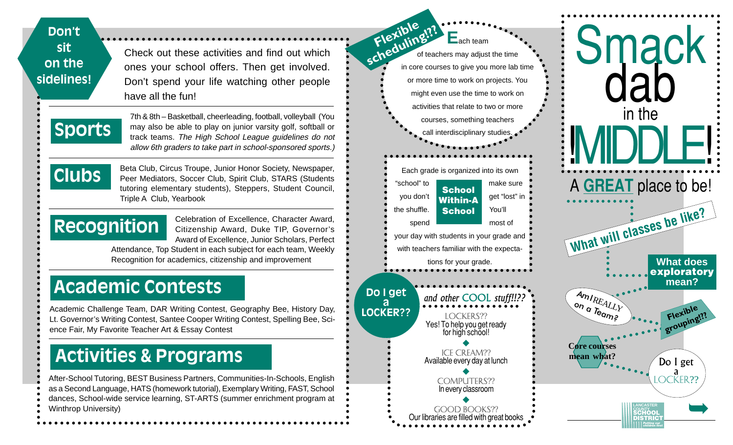# Don't sit on the sidelines!

Check out these activities and find out which ones your school offers. Then get involved. Don't spend your life watching other people have all the fun!

## Sports

7th & 8th – Basketball, cheerleading, football, volleyball (You may also be able to play on junior varsity golf, softball or track teams. *The High School League guidelines do not allow 6th graders to take part in school-sponsored sports.)*

## Clubs

Beta Club, Circus Troupe, Junior Honor Society, Newspaper, Peer Mediators, Soccer Club, Spirit Club, STARS (Students tutoring elementary students), Steppers, Student Council, Triple A Club, Yearbook

## Recognition

Celebration of Excellence, Character Award, Citizenship Award, Duke TIP, Governor's Award of Excellence, Junior Scholars, Perfect Attendance, Top Student in each subject for each team, Weekly Recognition for academics, citizenship and improvement

## Academic Contests

Academic Challenge Team, DAR Writing Contest, Geography Bee, History Day, Lt. Governor's Writing Contest, Santee Cooper Writing Contest, Spelling Bee, Science Fair, My Favorite Teacher Art & Essay Contest

## Activities & Programs

After-School Tutoring, BEST Business Partners, Communities-In-Schools, English as a Second Language, HATS (homework tutorial), Exemplary Writing, FAST, School dances, School-wide service learning, ST-ARTS (summer enrichment program at Winthrop University)

## Flexible scheduling!??

Each team of teachers may adjust the time in core courses to give you more lab time or more time to work on projects. You might even use the time to work on activities that relate to two or more courses, something teachers call interdisciplinary studies.

## School Within-A School

Each grade is organized into its own "school" to make sure you don't get "lost" in the shuffle. You'll spend most of your day with students in your grade and with teachers familiar with the expectations for your grade.

## Do I get a LOCKER??

*and other* COOL *stuff!!??*

LOCKERS??
Yes! To help you get ready for high school!

ICE CREAM??
Available every day at lunch

COMPUTERS??
In every classroom

GOOD BOOKS??
Our libraries are filled with great books

# Smack dab in the !MIDDLE!

A **GREAT** place to be!

What will classes be like?

What does exploratory mean?

Am I REALLY on a Team?

Flexible grouping!??

Core courses mean what?

Do I get a LOCKER??

LANCASTER COUNTY SCHOOL DISTRICT
*Putting our children first*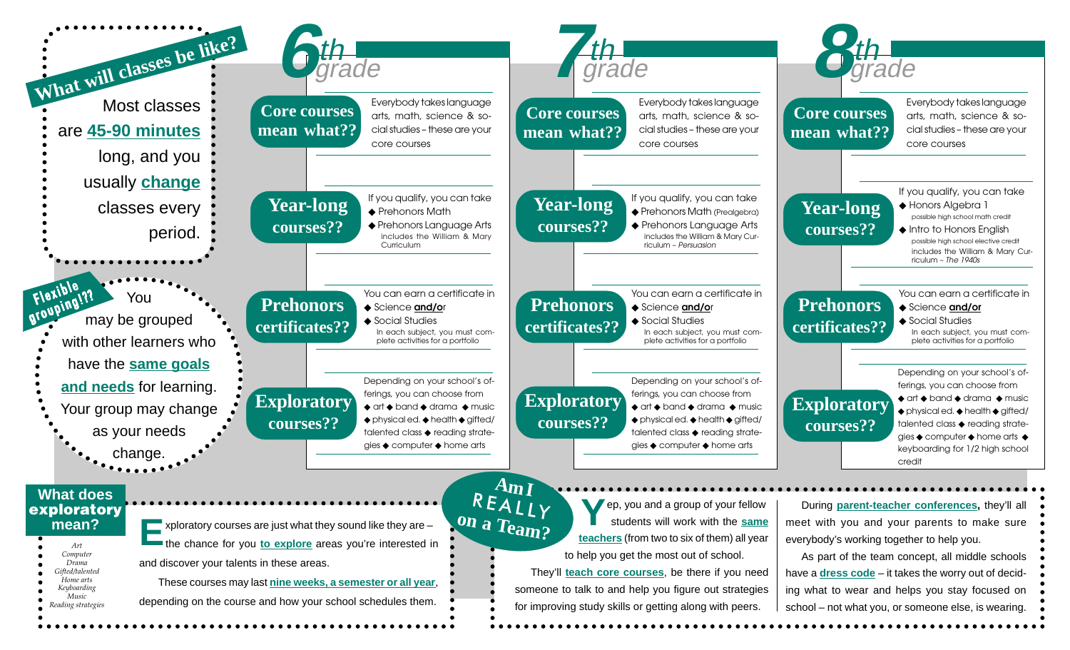## What will classes be like?

Most classes are **45-90 minutes** long, and you usually **change** classes every period.

## Flexible grouping!??

You may be grouped with other learners who have the **same goals and needs** for learning. Your group may change as your needs change.

## 6th grade

**Core courses mean what??**

Everybody takes language arts, math, science & social studies – these are your core courses

**Year-long courses??**

If you qualify, you can take

- Prehonors Math
- Prehonors Language Arts
  includes the William & Mary Curriculum

**Prehonors certificates??**

You can earn a certificate in

- Science **and/or**
- Social Studies

In each subject, you must complete activities for a portfolio

**Exploratory courses??**

Depending on your school's offerings, you can choose from ◆ art ◆ band ◆ drama ◆ music ◆ physical ed. ◆ health ◆ gifted/talented class ◆ reading strategies ◆ computer ◆ home arts

## 7th grade

**Core courses mean what??**

Everybody takes language arts, math, science & social studies – these are your core courses

**Year-long courses??**

If you qualify, you can take

- Prehonors Math (Prealgebra)
- Prehonors Language Arts
  includes the William & Mary Curriculum – *Persuasion*

**Prehonors certificates??**

You can earn a certificate in

- Science **and/or**
- Social Studies

In each subject, you must complete activities for a portfolio

**Exploratory courses??**

Depending on your school's offerings, you can choose from ◆ art ◆ band ◆ drama ◆ music ◆ physical ed. ◆ health ◆ gifted/talented class ◆ reading strategies ◆ computer ◆ home arts

## 8th grade

**Core courses mean what??**

Everybody takes language arts, math, science & social studies – these are your core courses

**Year-long courses??**

If you qualify, you can take

- Honors Algebra 1
  possible high school math credit
- Intro to Honors English
  possible high school elective credit
  includes the William & Mary Curriculum – *The 1940s*

**Prehonors certificates??**

You can earn a certificate in

- Science **and/or**
- Social Studies

In each subject, you must complete activities for a portfolio

**Exploratory courses??**

Depending on your school's offerings, you can choose from ◆ art ◆ band ◆ drama ◆ music ◆ physical ed. ◆ health ◆ gifted/talented class ◆ reading strategies ◆ computer ◆ home arts ◆ keyboarding for 1/2 high school credit

## What does exploratory mean?

*Art*
*Computer*
*Drama*
*Gifted/talented*
*Home arts*
*Keyboarding*
*Music*
*Reading strategies*

Exploratory courses are just what they sound like they are – the chance for you **to explore** areas you're interested in and discover your talents in these areas.

These courses may last **nine weeks, a semester or all year**, depending on the course and how your school schedules them.

## Am I REALLY on a Team?

Yep, you and a group of your fellow students will work with the **same teachers** (from two to six of them) all year to help you get the most out of school.

They'll **teach core courses**, be there if you need someone to talk to and help you figure out strategies for improving study skills or getting along with peers.

During **parent-teacher conferences**, they'll all meet with you and your parents to make sure everybody's working together to help you.

As part of the team concept, all middle schools have a **dress code** – it takes the worry out of deciding what to wear and helps you stay focused on school – not what you, or someone else, is wearing.